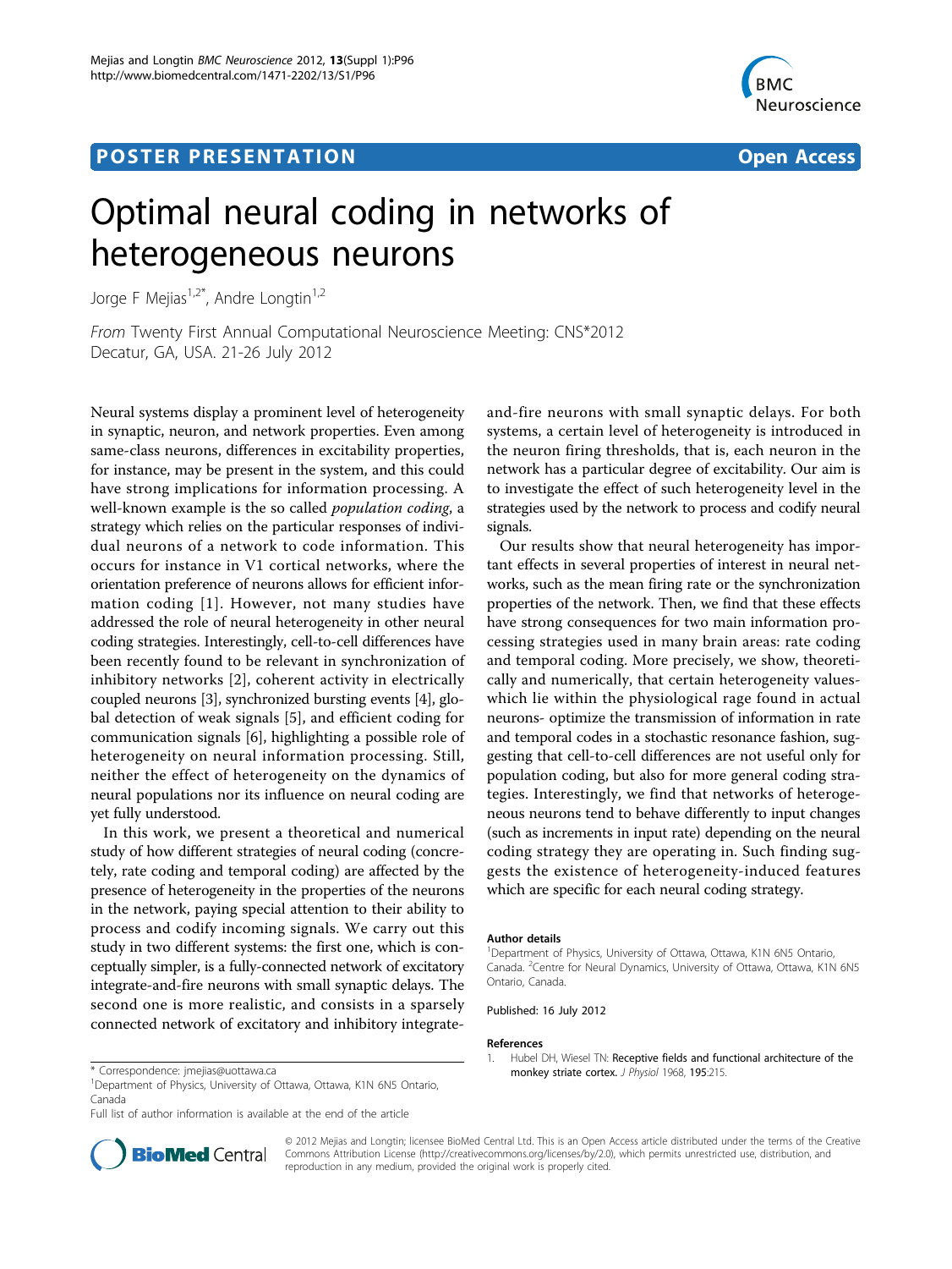POSTER PRESENTATION Open Access

# Optimal neural coding in networks of heterogeneous neurons

Jorge F Mejias[1,2*], Andre Longtin[1,2]

*From* Twenty First Annual Computational Neuroscience Meeting: CNS*2012
Decatur, GA, USA. 21-26 July 2012

Neural systems display a prominent level of heterogeneity in synaptic, neuron, and network properties. Even among same-class neurons, differences in excitability properties, for instance, may be present in the system, and this could have strong implications for information processing. A well-known example is the so called *population coding*, a strategy which relies on the particular responses of individual neurons of a network to code information. This occurs for instance in V1 cortical networks, where the orientation preference of neurons allows for efficient information coding [1]. However, not many studies have addressed the role of neural heterogeneity in other neural coding strategies. Interestingly, cell-to-cell differences have been recently found to be relevant in synchronization of inhibitory networks [2], coherent activity in electrically coupled neurons [3], synchronized bursting events [4], global detection of weak signals [5], and efficient coding for communication signals [6], highlighting a possible role of heterogeneity on neural information processing. Still, neither the effect of heterogeneity on the dynamics of neural populations nor its influence on neural coding are yet fully understood.

In this work, we present a theoretical and numerical study of how different strategies of neural coding (concretely, rate coding and temporal coding) are affected by the presence of heterogeneity in the properties of the neurons in the network, paying special attention to their ability to process and codify incoming signals. We carry out this study in two different systems: the first one, which is conceptually simpler, is a fully-connected network of excitatory integrate-and-fire neurons with small synaptic delays. The second one is more realistic, and consists in a sparsely connected network of excitatory and inhibitory integrate-and-fire neurons with small synaptic delays. For both systems, a certain level of heterogeneity is introduced in the neuron firing thresholds, that is, each neuron in the network has a particular degree of excitability. Our aim is to investigate the effect of such heterogeneity level in the strategies used by the network to process and codify neural signals.

Our results show that neural heterogeneity has important effects in several properties of interest in neural networks, such as the mean firing rate or the synchronization properties of the network. Then, we find that these effects have strong consequences for two main information processing strategies used in many brain areas: rate coding and temporal coding. More precisely, we show, theoretically and numerically, that certain heterogeneity values-which lie within the physiological rage found in actual neurons- optimize the transmission of information in rate and temporal codes in a stochastic resonance fashion, suggesting that cell-to-cell differences are not useful only for population coding, but also for more general coding strategies. Interestingly, we find that networks of heterogeneous neurons tend to behave differently to input changes (such as increments in input rate) depending on the neural coding strategy they are operating in. Such finding suggests the existence of heterogeneity-induced features which are specific for each neural coding strategy.

**Author details**
[1]Department of Physics, University of Ottawa, Ottawa, K1N 6N5 Ontario, Canada. [2]Centre for Neural Dynamics, University of Ottawa, Ottawa, K1N 6N5 Ontario, Canada.

Published: 16 July 2012

**References**

1. Hubel DH, Wiesel TN: **Receptive fields and functional architecture of the monkey striate cortex.** *J Physiol* 1968, **195**:215.

\* Correspondence: jmejias@uottawa.ca
[1]Department of Physics, University of Ottawa, Ottawa, K1N 6N5 Ontario, Canada
Full list of author information is available at the end of the article

© 2012 Mejias and Longtin; licensee BioMed Central Ltd. This is an Open Access article distributed under the terms of the Creative Commons Attribution License (http://creativecommons.org/licenses/by/2.0), which permits unrestricted use, distribution, and reproduction in any medium, provided the original work is properly cited.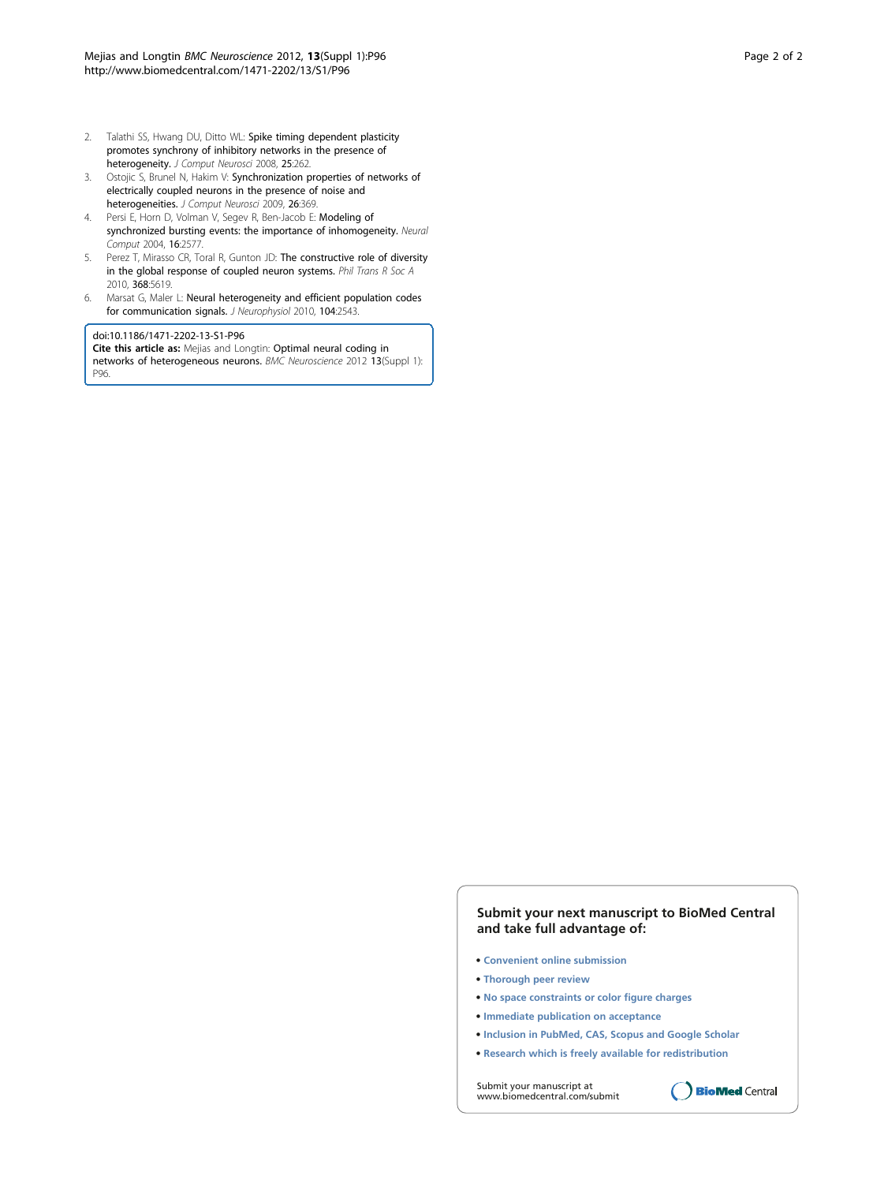2. Talathi SS, Hwang DU, Ditto WL: **Spike timing dependent plasticity promotes synchrony of inhibitory networks in the presence of heterogeneity.** *J Comput Neurosci* 2008, **25**:262.
3. Ostojic S, Brunel N, Hakim V: **Synchronization properties of networks of electrically coupled neurons in the presence of noise and heterogeneities.** *J Comput Neurosci* 2009, **26**:369.
4. Persi E, Horn D, Volman V, Segev R, Ben-Jacob E: **Modeling of synchronized bursting events: the importance of inhomogeneity.** *Neural Comput* 2004, **16**:2577.
5. Perez T, Mirasso CR, Toral R, Gunton JD: **The constructive role of diversity in the global response of coupled neuron systems.** *Phil Trans R Soc A* 2010, **368**:5619.
6. Marsat G, Maler L: **Neural heterogeneity and efficient population codes for communication signals.** *J Neurophysiol* 2010, **104**:2543.

doi:10.1186/1471-2202-13-S1-P96

**Cite this article as:** Mejias and Longtin: **Optimal neural coding in networks of heterogeneous neurons.** *BMC Neuroscience* 2012 **13**(Suppl 1): P96.

**Submit your next manuscript to BioMed Central and take full advantage of:**

- **Convenient online submission**
- **Thorough peer review**
- **No space constraints or color figure charges**
- **Immediate publication on acceptance**
- **Inclusion in PubMed, CAS, Scopus and Google Scholar**
- **Research which is freely available for redistribution**

Submit your manuscript at
www.biomedcentral.com/submit

BioMed Central